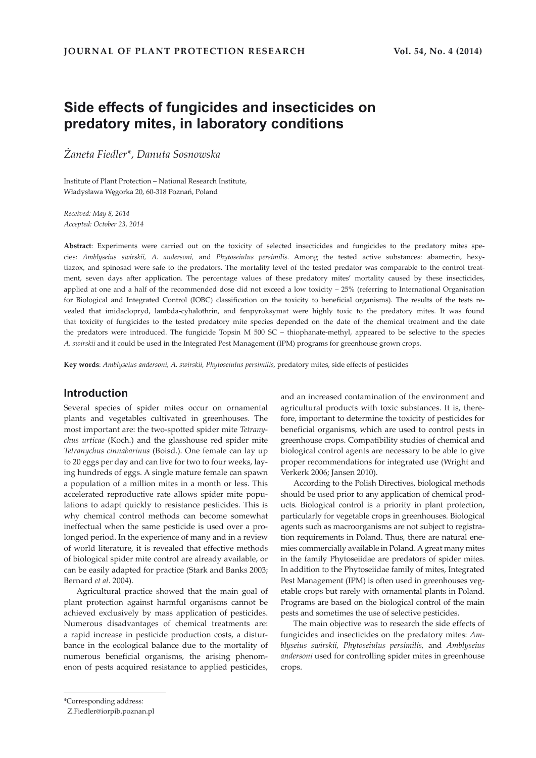# Side effects of fungicides and insecticides on predatory mites, in laboratory conditions

*Żaneta Fiedler\*, Danuta Sosnowska*

Institute of Plant Protection – National Research Institute,
Władysława Węgorka 20, 60-318 Poznań, Poland

*Received: May 8, 2014*
*Accepted: October 23, 2014*

**Abstract**: Experiments were carried out on the toxicity of selected insecticides and fungicides to the predatory mites species: *Amblyseius swirskii, A. andersoni,* and *Phytoseiulus persimilis*. Among the tested active substances: abamectin, hexytiazox, and spinosad were safe to the predators. The mortality level of the tested predator was comparable to the control treatment, seven days after application. The percentage values of these predatory mites' mortality caused by these insecticides, applied at one and a half of the recommended dose did not exceed a low toxicity – 25% (referring to International Organisation for Biological and Integrated Control (IOBC) classification on the toxicity to beneficial organisms). The results of the tests revealed that imidaclopryd, lambda-cyhalothrin, and fenpyroksymat were highly toxic to the predatory mites. It was found that toxicity of fungicides to the tested predatory mite species depended on the date of the chemical treatment and the date the predators were introduced. The fungicide Topsin M 500 SC – thiophanate-methyl, appeared to be selective to the species *A. swirskii* and it could be used in the Integrated Pest Management (IPM) programs for greenhouse grown crops.

**Key words**: *Amblyseius andersoni, A. swirskii, Phytoseiulus persimilis,* predatory mites, side effects of pesticides

## Introduction

Several species of spider mites occur on ornamental plants and vegetables cultivated in greenhouses. The most important are: the two-spotted spider mite *Tetranychus urticae* (Koch.) and the glasshouse red spider mite *Tetranychus cinnabarinus* (Boisd.). One female can lay up to 20 eggs per day and can live for two to four weeks, laying hundreds of eggs. A single mature female can spawn a population of a million mites in a month or less. This accelerated reproductive rate allows spider mite populations to adapt quickly to resistance pesticides. This is why chemical control methods can become somewhat ineffectual when the same pesticide is used over a prolonged period. In the experience of many and in a review of world literature, it is revealed that effective methods of biological spider mite control are already available, or can be easily adapted for practice (Stark and Banks 2003; Bernard *et al*. 2004).

Agricultural practice showed that the main goal of plant protection against harmful organisms cannot be achieved exclusively by mass application of pesticides. Numerous disadvantages of chemical treatments are: a rapid increase in pesticide production costs, a disturbance in the ecological balance due to the mortality of numerous beneficial organisms, the arising phenomenon of pests acquired resistance to applied pesticides, and an increased contamination of the environment and agricultural products with toxic substances. It is, therefore, important to determine the toxicity of pesticides for beneficial organisms, which are used to control pests in greenhouse crops. Compatibility studies of chemical and biological control agents are necessary to be able to give proper recommendations for integrated use (Wright and Verkerk 2006; Jansen 2010).

According to the Polish Directives, biological methods should be used prior to any application of chemical products. Biological control is a priority in plant protection, particularly for vegetable crops in greenhouses. Biological agents such as macroorganisms are not subject to registration requirements in Poland. Thus, there are natural enemies commercially available in Poland. A great many mites in the family Phytoseiidae are predators of spider mites. In addition to the Phytoseiidae family of mites, Integrated Pest Management (IPM) is often used in greenhouses vegetable crops but rarely with ornamental plants in Poland. Programs are based on the biological control of the main pests and sometimes the use of selective pesticides.

The main objective was to research the side effects of fungicides and insecticides on the predatory mites: *Amblyseius swirskii, Phytoseiulus persimilis,* and *Amblyseius andersoni* used for controlling spider mites in greenhouse crops.

\*Corresponding address:
Z.Fiedler@iorpib.poznan.pl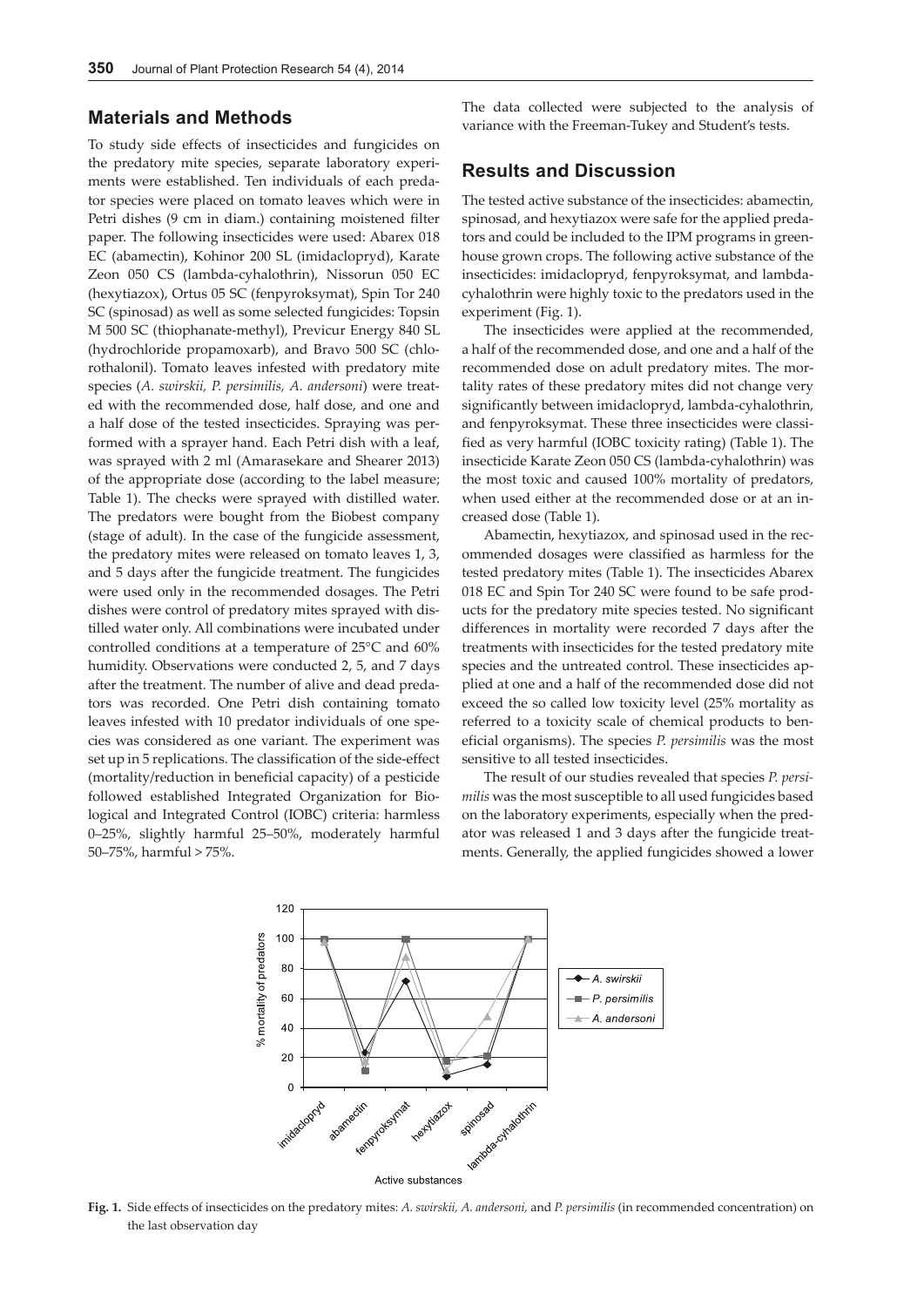## Materials and Methods

To study side effects of insecticides and fungicides on the predatory mite species, separate laboratory experiments were established. Ten individuals of each predator species were placed on tomato leaves which were in Petri dishes (9 cm in diam.) containing moistened filter paper. The following insecticides were used: Abarex 018 EC (abamectin), Kohinor 200 SL (imidaclopryd), Karate Zeon 050 CS (lambda-cyhalothrin), Nissorun 050 EC (hexytiazox), Ortus 05 SC (fenpyroksymat), Spin Tor 240 SC (spinosad) as well as some selected fungicides: Topsin M 500 SC (thiophanate-methyl), Previcur Energy 840 SL (hydrochloride propamoxarb), and Bravo 500 SC (chlorothalonil). Tomato leaves infested with predatory mite species (*A. swirskii, P. persimilis, A. andersoni*) were treated with the recommended dose, half dose, and one and a half dose of the tested insecticides. Spraying was performed with a sprayer hand. Each Petri dish with a leaf, was sprayed with 2 ml (Amarasekare and Shearer 2013) of the appropriate dose (according to the label measure; Table 1). The checks were sprayed with distilled water. The predators were bought from the Biobest company (stage of adult). In the case of the fungicide assessment, the predatory mites were released on tomato leaves 1, 3, and 5 days after the fungicide treatment. The fungicides were used only in the recommended dosages. The Petri dishes were control of predatory mites sprayed with distilled water only. All combinations were incubated under controlled conditions at a temperature of 25°C and 60% humidity. Observations were conducted 2, 5, and 7 days after the treatment. The number of alive and dead predators was recorded. One Petri dish containing tomato leaves infested with 10 predator individuals of one species was considered as one variant. The experiment was set up in 5 replications. The classification of the side-effect (mortality/reduction in beneficial capacity) of a pesticide followed established Integrated Organization for Biological and Integrated Control (IOBC) criteria: harmless 0–25%, slightly harmful 25–50%, moderately harmful 50–75%, harmful > 75%.

The data collected were subjected to the analysis of variance with the Freeman-Tukey and Student's tests.

## Results and Discussion

The tested active substance of the insecticides: abamectin, spinosad, and hexytiazox were safe for the applied predators and could be included to the IPM programs in greenhouse grown crops. The following active substance of the insecticides: imidaclopryd, fenpyroksymat, and lambda-cyhalothrin were highly toxic to the predators used in the experiment (Fig. 1).

The insecticides were applied at the recommended, a half of the recommended dose, and one and a half of the recommended dose on adult predatory mites. The mortality rates of these predatory mites did not change very significantly between imidaclopryd, lambda-cyhalothrin, and fenpyroksymat. These three insecticides were classified as very harmful (IOBC toxicity rating) (Table 1). The insecticide Karate Zeon 050 CS (lambda-cyhalothrin) was the most toxic and caused 100% mortality of predators, when used either at the recommended dose or at an increased dose (Table 1).

Abamectin, hexytiazox, and spinosad used in the recommended dosages were classified as harmless for the tested predatory mites (Table 1). The insecticides Abarex 018 EC and Spin Tor 240 SC were found to be safe products for the predatory mite species tested. No significant differences in mortality were recorded 7 days after the treatments with insecticides for the tested predatory mite species and the untreated control. These insecticides applied at one and a half of the recommended dose did not exceed the so called low toxicity level (25% mortality as referred to a toxicity scale of chemical products to beneficial organisms). The species *P. persimilis* was the most sensitive to all tested insecticides.

The result of our studies revealed that species *P. persimilis* was the most susceptible to all used fungicides based on the laboratory experiments, especially when the predator was released 1 and 3 days after the fungicide treatments. Generally, the applied fungicides showed a lower

**Fig. 1.** Side effects of insecticides on the predatory mites: *A. swirskii, A. andersoni,* and *P. persimilis* (in recommended concentration) on the last observation day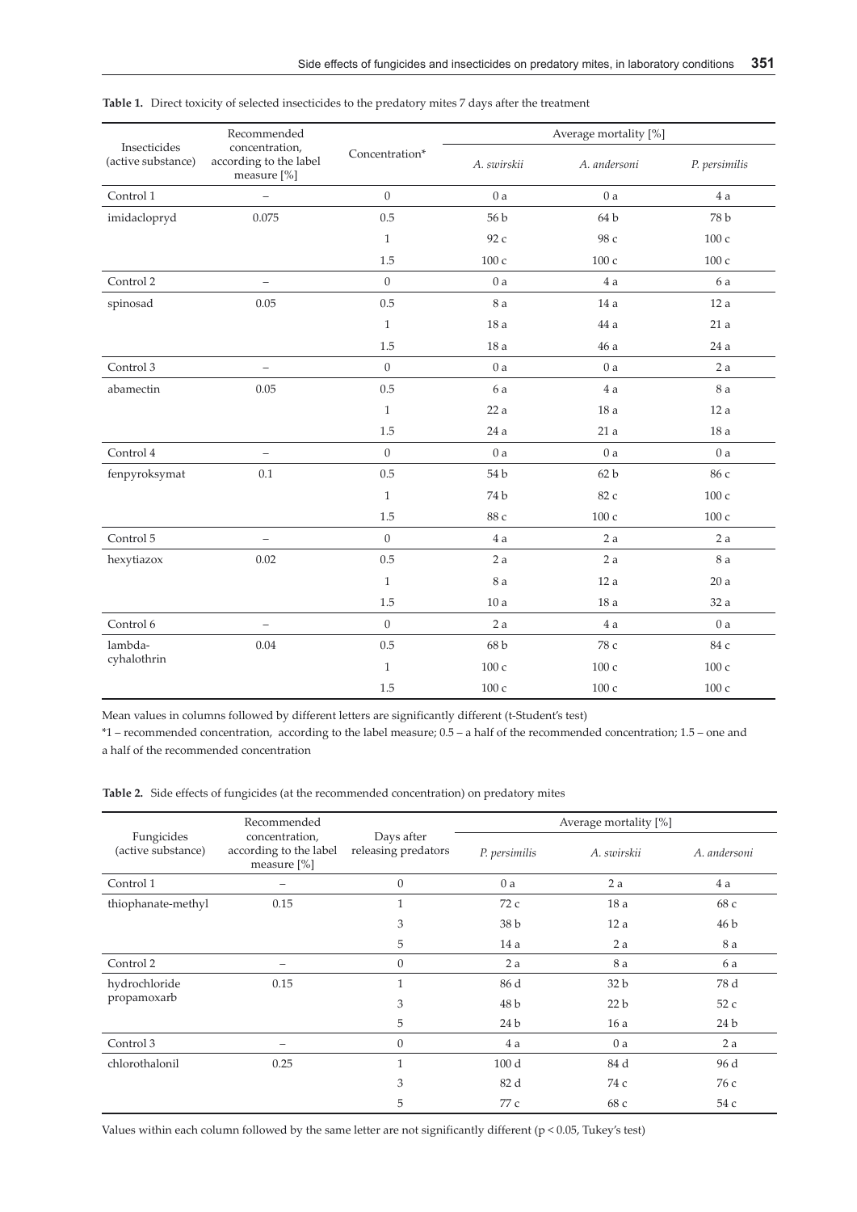**Table 1.** Direct toxicity of selected insecticides to the predatory mites 7 days after the treatment

| Insecticides (active substance) | Recommended concentration, according to the label measure [%] | Concentration* | Average mortality [%] | | |
|---|---|---|---|---|---|
| | | | *A. swirskii* | *A. andersoni* | *P. persimilis* |
| Control 1 | – | 0 | 0 a | 0 a | 4 a |
| imidaclopryd | 0.075 | 0.5 | 56 b | 64 b | 78 b |
| | | 1 | 92 c | 98 c | 100 c |
| | | 1.5 | 100 c | 100 c | 100 c |
| Control 2 | – | 0 | 0 a | 4 a | 6 a |
| spinosad | 0.05 | 0.5 | 8 a | 14 a | 12 a |
| | | 1 | 18 a | 44 a | 21 a |
| | | 1.5 | 18 a | 46 a | 24 a |
| Control 3 | – | 0 | 0 a | 0 a | 2 a |
| abamectin | 0.05 | 0.5 | 6 a | 4 a | 8 a |
| | | 1 | 22 a | 18 a | 12 a |
| | | 1.5 | 24 a | 21 a | 18 a |
| Control 4 | – | 0 | 0 a | 0 a | 0 a |
| fenpyroksymat | 0.1 | 0.5 | 54 b | 62 b | 86 c |
| | | 1 | 74 b | 82 c | 100 c |
| | | 1.5 | 88 c | 100 c | 100 c |
| Control 5 | – | 0 | 4 a | 2 a | 2 a |
| hexytiazox | 0.02 | 0.5 | 2 a | 2 a | 8 a |
| | | 1 | 8 a | 12 a | 20 a |
| | | 1.5 | 10 a | 18 a | 32 a |
| Control 6 | – | 0 | 2 a | 4 a | 0 a |
| lambda-cyhalothrin | 0.04 | 0.5 | 68 b | 78 c | 84 c |
| | | 1 | 100 c | 100 c | 100 c |
| | | 1.5 | 100 c | 100 c | 100 c |

Mean values in columns followed by different letters are significantly different (t-Student's test)

*1 – recommended concentration, according to the label measure; 0.5 – a half of the recommended concentration; 1.5 – one and a half of the recommended concentration

**Table 2.** Side effects of fungicides (at the recommended concentration) on predatory mites

| Fungicides (active substance) | Recommended concentration, according to the label measure [%] | Days after releasing predators | Average mortality [%] | | |
|---|---|---|---|---|---|
| | | | *P. persimilis* | *A. swirskii* | *A. andersoni* |
| Control 1 | – | 0 | 0 a | 2 a | 4 a |
| thiophanate-methyl | 0.15 | 1 | 72 c | 18 a | 68 c |
| | | 3 | 38 b | 12 a | 46 b |
| | | 5 | 14 a | 2 a | 8 a |
| Control 2 | – | 0 | 2 a | 8 a | 6 a |
| hydrochloride propamoxarb | 0.15 | 1 | 86 d | 32 b | 78 d |
| | | 3 | 48 b | 22 b | 52 c |
| | | 5 | 24 b | 16 a | 24 b |
| Control 3 | – | 0 | 4 a | 0 a | 2 a |
| chlorothalonil | 0.25 | 1 | 100 d | 84 d | 96 d |
| | | 3 | 82 d | 74 c | 76 c |
| | | 5 | 77 c | 68 c | 54 c |

Values within each column followed by the same letter are not significantly different ($p < 0.05$, Tukey's test)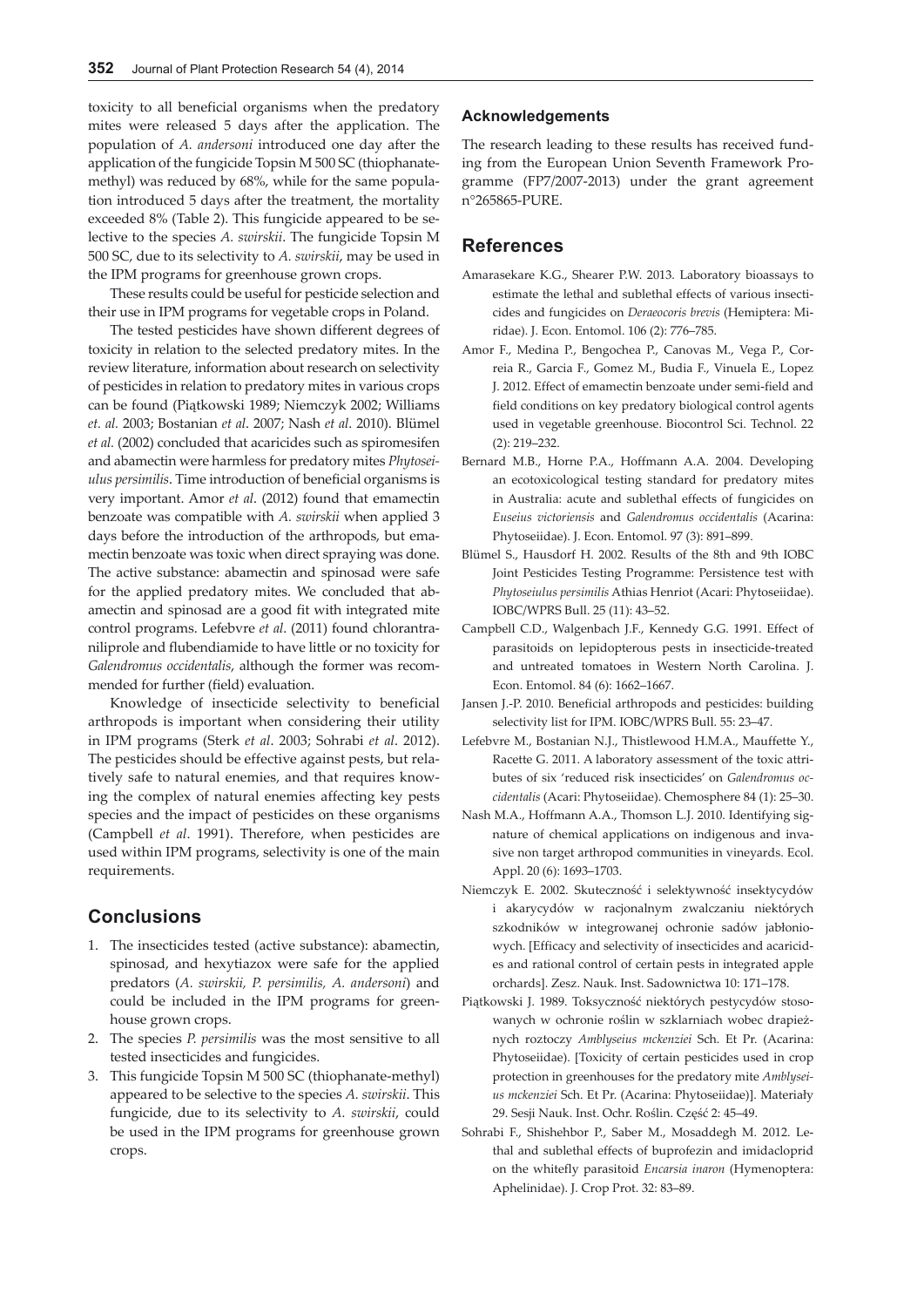toxicity to all beneficial organisms when the predatory mites were released 5 days after the application. The population of *A. andersoni* introduced one day after the application of the fungicide Topsin M 500 SC (thiophanate-methyl) was reduced by 68%, while for the same population introduced 5 days after the treatment, the mortality exceeded 8% (Table 2). This fungicide appeared to be selective to the species *A. swirskii*. The fungicide Topsin M 500 SC, due to its selectivity to *A. swirskii*, may be used in the IPM programs for greenhouse grown crops.

These results could be useful for pesticide selection and their use in IPM programs for vegetable crops in Poland.

The tested pesticides have shown different degrees of toxicity in relation to the selected predatory mites. In the review literature, information about research on selectivity of pesticides in relation to predatory mites in various crops can be found (Piątkowski 1989; Niemczyk 2002; Williams *et. al.* 2003; Bostanian *et al*. 2007; Nash *et al*. 2010). Blümel *et al.* (2002) concluded that acaricides such as spiromesifen and abamectin were harmless for predatory mites *Phytoseiulus persimilis*. Time introduction of beneficial organisms is very important. Amor *et al*. (2012) found that emamectin benzoate was compatible with *A. swirskii* when applied 3 days before the introduction of the arthropods, but emamectin benzoate was toxic when direct spraying was done. The active substance: abamectin and spinosad were safe for the applied predatory mites. We concluded that abamectin and spinosad are a good fit with integrated mite control programs. Lefebvre *et al*. (2011) found chlorantraniliprole and flubendiamide to have little or no toxicity for *Galendromus occidentalis*, although the former was recommended for further (field) evaluation.

Knowledge of insecticide selectivity to beneficial arthropods is important when considering their utility in IPM programs (Sterk *et al*. 2003; Sohrabi *et al*. 2012). The pesticides should be effective against pests, but relatively safe to natural enemies, and that requires knowing the complex of natural enemies affecting key pests species and the impact of pesticides on these organisms (Campbell *et al*. 1991). Therefore, when pesticides are used within IPM programs, selectivity is one of the main requirements.

## Conclusions

1. The insecticides tested (active substance): abamectin, spinosad, and hexytiazox were safe for the applied predators (*A. swirskii, P. persimilis, A. andersoni*) and could be included in the IPM programs for greenhouse grown crops.
2. The species *P. persimilis* was the most sensitive to all tested insecticides and fungicides.
3. This fungicide Topsin M 500 SC (thiophanate-methyl) appeared to be selective to the species *A. swirskii*. This fungicide, due to its selectivity to *A. swirskii*, could be used in the IPM programs for greenhouse grown crops.

### Acknowledgements

The research leading to these results has received funding from the European Union Seventh Framework Programme (FP7/2007-2013) under the grant agreement n°265865-PURE.

## References

Amarasekare K.G., Shearer P.W. 2013. Laboratory bioassays to estimate the lethal and sublethal effects of various insecticides and fungicides on *Deraeocoris brevis* (Hemiptera: Miridae). J. Econ. Entomol. 106 (2): 776–785.

Amor F., Medina P., Bengochea P., Canovas M., Vega P., Correia R., Garcia F., Gomez M., Budia F., Vinuela E., Lopez J. 2012. Effect of emamectin benzoate under semi-field and field conditions on key predatory biological control agents used in vegetable greenhouse. Biocontrol Sci. Technol. 22 (2): 219–232.

Bernard M.B., Horne P.A., Hoffmann A.A. 2004. Developing an ecotoxicological testing standard for predatory mites in Australia: acute and sublethal effects of fungicides on *Euseius victoriensis* and *Galendromus occidentalis* (Acarina: Phytoseiidae). J. Econ. Entomol. 97 (3): 891–899.

Blümel S., Hausdorf H. 2002. Results of the 8th and 9th IOBC Joint Pesticides Testing Programme: Persistence test with *Phytoseiulus persimilis* Athias Henriot (Acari: Phytoseiidae). IOBC/WPRS Bull. 25 (11): 43–52.

Campbell C.D., Walgenbach J.F., Kennedy G.G. 1991. Effect of parasitoids on lepidopterous pests in insecticide-treated and untreated tomatoes in Western North Carolina. J. Econ. Entomol. 84 (6): 1662–1667.

Jansen J.-P. 2010. Beneficial arthropods and pesticides: building selectivity list for IPM. IOBC/WPRS Bull. 55: 23–47.

Lefebvre M., Bostanian N.J., Thistlewood H.M.A., Mauffette Y., Racette G. 2011. A laboratory assessment of the toxic attributes of six 'reduced risk insecticides' on *Galendromus occidentalis* (Acari: Phytoseiidae). Chemosphere 84 (1): 25–30.

Nash M.A., Hoffmann A.A., Thomson L.J. 2010. Identifying signature of chemical applications on indigenous and invasive non target arthropod communities in vineyards. Ecol. Appl. 20 (6): 1693–1703.

Niemczyk E. 2002. Skuteczność i selektywność insektycydów i akarycydów w racjonalnym zwalczaniu niektórych szkodników w integrowanej ochronie sadów jabłoniowych. [Efficacy and selectivity of insecticides and acaricides and rational control of certain pests in integrated apple orchards]. Zesz. Nauk. Inst. Sadownictwa 10: 171–178.

Piątkowski J. 1989. Toksyczność niektórych pestycydów stosowanych w ochronie roślin w szklarniach wobec drapieżnych roztoczy *Amblyseius mckenziei* Sch. Et Pr. (Acarina: Phytoseiidae). [Toxicity of certain pesticides used in crop protection in greenhouses for the predatory mite *Amblyseius mckenziei* Sch. Et Pr. (Acarina: Phytoseiidae)]. Materiały 29. Sesji Nauk. Inst. Ochr. Roślin. Część 2: 45–49.

Sohrabi F., Shishehbor P., Saber M., Mosaddegh M. 2012. Lethal and sublethal effects of buprofezin and imidacloprid on the whitefly parasitoid *Encarsia inaron* (Hymenoptera: Aphelinidae). J. Crop Prot. 32: 83–89.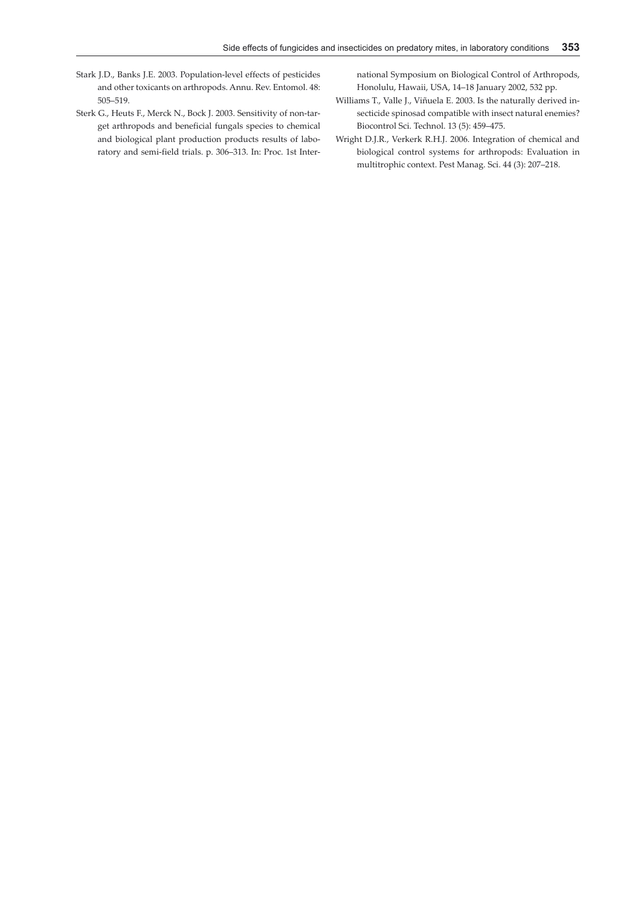Stark J.D., Banks J.E. 2003. Population-level effects of pesticides and other toxicants on arthropods. Annu. Rev. Entomol. 48: 505–519.

Sterk G., Heuts F., Merck N., Bock J. 2003. Sensitivity of non-target arthropods and beneficial fungals species to chemical and biological plant production products results of laboratory and semi-field trials. p. 306–313. In: Proc. 1st International Symposium on Biological Control of Arthropods, Honolulu, Hawaii, USA, 14–18 January 2002, 532 pp.

Williams T., Valle J., Viñuela E. 2003. Is the naturally derived insecticide spinosad compatible with insect natural enemies? Biocontrol Sci. Technol. 13 (5): 459–475.

Wright D.J.R., Verkerk R.H.J. 2006. Integration of chemical and biological control systems for arthropods: Evaluation in multitrophic context. Pest Manag. Sci. 44 (3): 207–218.